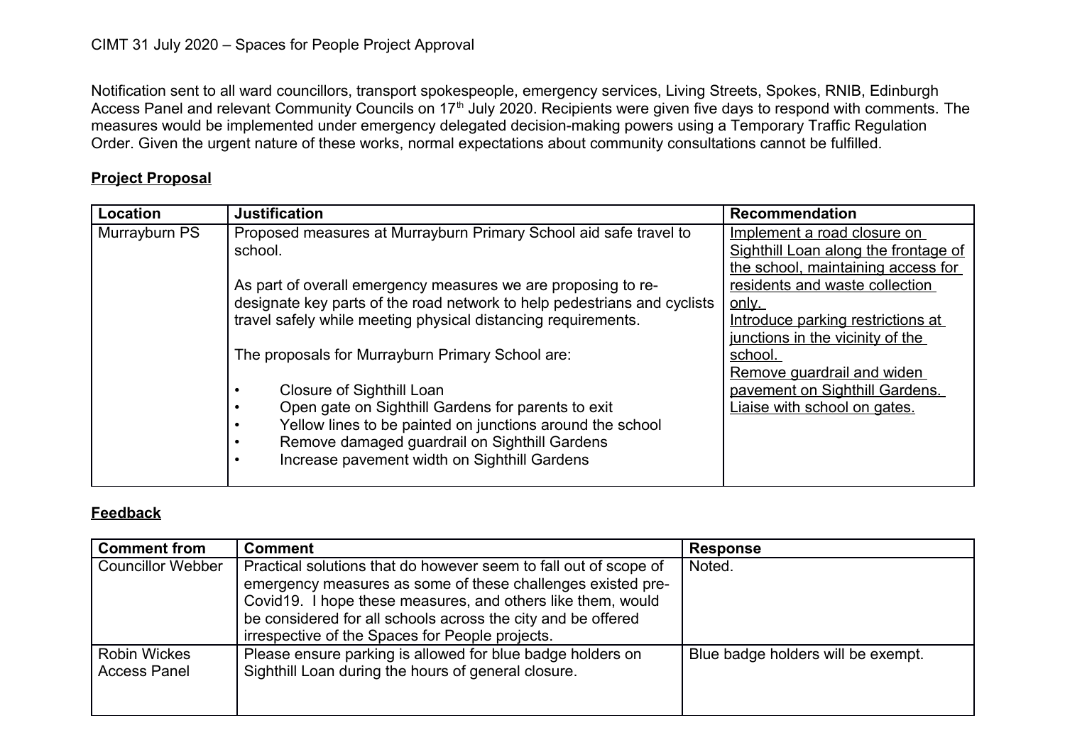CIMT 31 July 2020 – Spaces for People Project Approval

Notification sent to all ward councillors, transport spokespeople, emergency services, Living Streets, Spokes, RNIB, Edinburgh Access Panel and relevant Community Councils on 17th July 2020. Recipients were given five days to respond with comments. The measures would be implemented under emergency delegated decision-making powers using a Temporary Traffic Regulation Order. Given the urgent nature of these works, normal expectations about community consultations cannot be fulfilled.

**Project Proposal**

| Location | Justification | Recommendation |
|---|---|---|
| Murrayburn PS | Proposed measures at Murrayburn Primary School aid safe travel to school.<br><br>As part of overall emergency measures we are proposing to re-designate key parts of the road network to help pedestrians and cyclists travel safely while meeting physical distancing requirements.<br><br>The proposals for Murrayburn Primary School are:<br><br>• Closure of Sighthill Loan<br>• Open gate on Sighthill Gardens for parents to exit<br>• Yellow lines to be painted on junctions around the school<br>• Remove damaged guardrail on Sighthill Gardens<br>• Increase pavement width on Sighthill Gardens | Implement a road closure on Sighthill Loan along the frontage of the school, maintaining access for residents and waste collection only.<br>Introduce parking restrictions at junctions in the vicinity of the school.<br>Remove guardrail and widen pavement on Sighthill Gardens.<br>Liaise with school on gates. |

**Feedback**

| Comment from | Comment | Response |
|---|---|---|
| Councillor Webber | Practical solutions that do however seem to fall out of scope of emergency measures as some of these challenges existed pre-Covid19. I hope these measures, and others like them, would be considered for all schools across the city and be offered irrespective of the Spaces for People projects. | Noted. |
| Robin Wickes Access Panel | Please ensure parking is allowed for blue badge holders on Sighthill Loan during the hours of general closure. | Blue badge holders will be exempt. |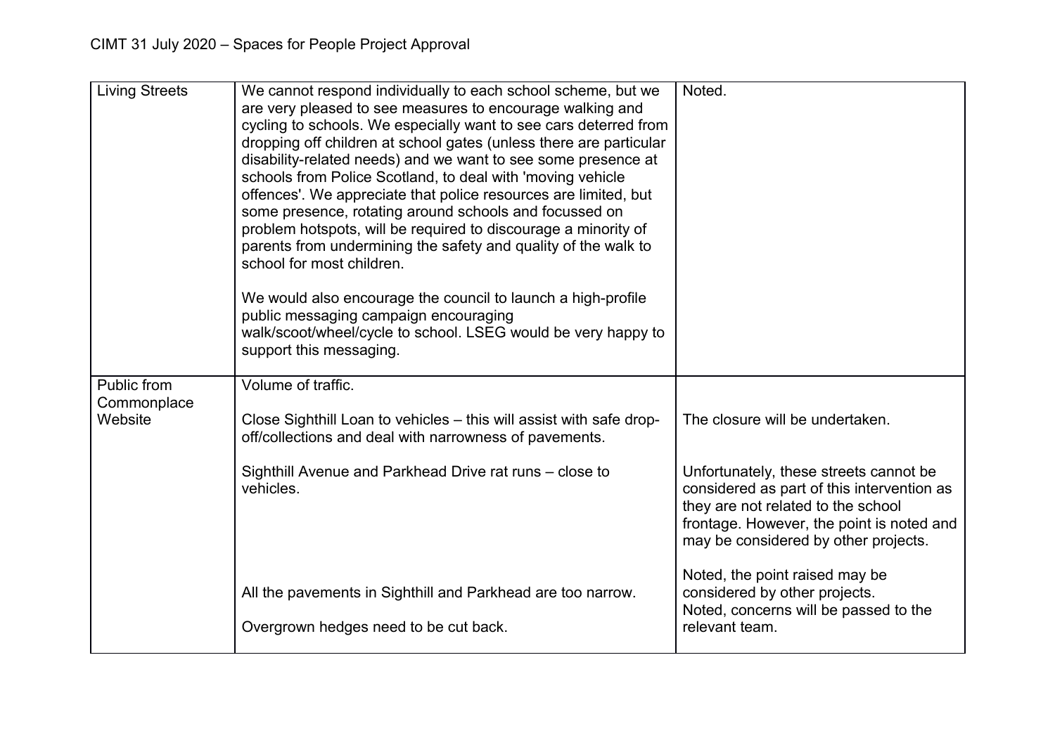| | | |
|---|---|---|
| Living Streets | We cannot respond individually to each school scheme, but we are very pleased to see measures to encourage walking and cycling to schools. We especially want to see cars deterred from dropping off children at school gates (unless there are particular disability-related needs) and we want to see some presence at schools from Police Scotland, to deal with 'moving vehicle offences'. We appreciate that police resources are limited, but some presence, rotating around schools and focussed on problem hotspots, will be required to discourage a minority of parents from undermining the safety and quality of the walk to school for most children.<br><br>We would also encourage the council to launch a high-profile public messaging campaign encouraging walk/scoot/wheel/cycle to school. LSEG would be very happy to support this messaging. | Noted. |
| Public from Commonplace Website | Volume of traffic.<br><br>Close Sighthill Loan to vehicles – this will assist with safe drop-off/collections and deal with narrowness of pavements.<br><br>Sighthill Avenue and Parkhead Drive rat runs – close to vehicles.<br><br>All the pavements in Sighthill and Parkhead are too narrow.<br><br>Overgrown hedges need to be cut back. | The closure will be undertaken.<br><br>Unfortunately, these streets cannot be considered as part of this intervention as they are not related to the school frontage. However, the point is noted and may be considered by other projects.<br><br>Noted, the point raised may be considered by other projects.<br>Noted, concerns will be passed to the relevant team. |